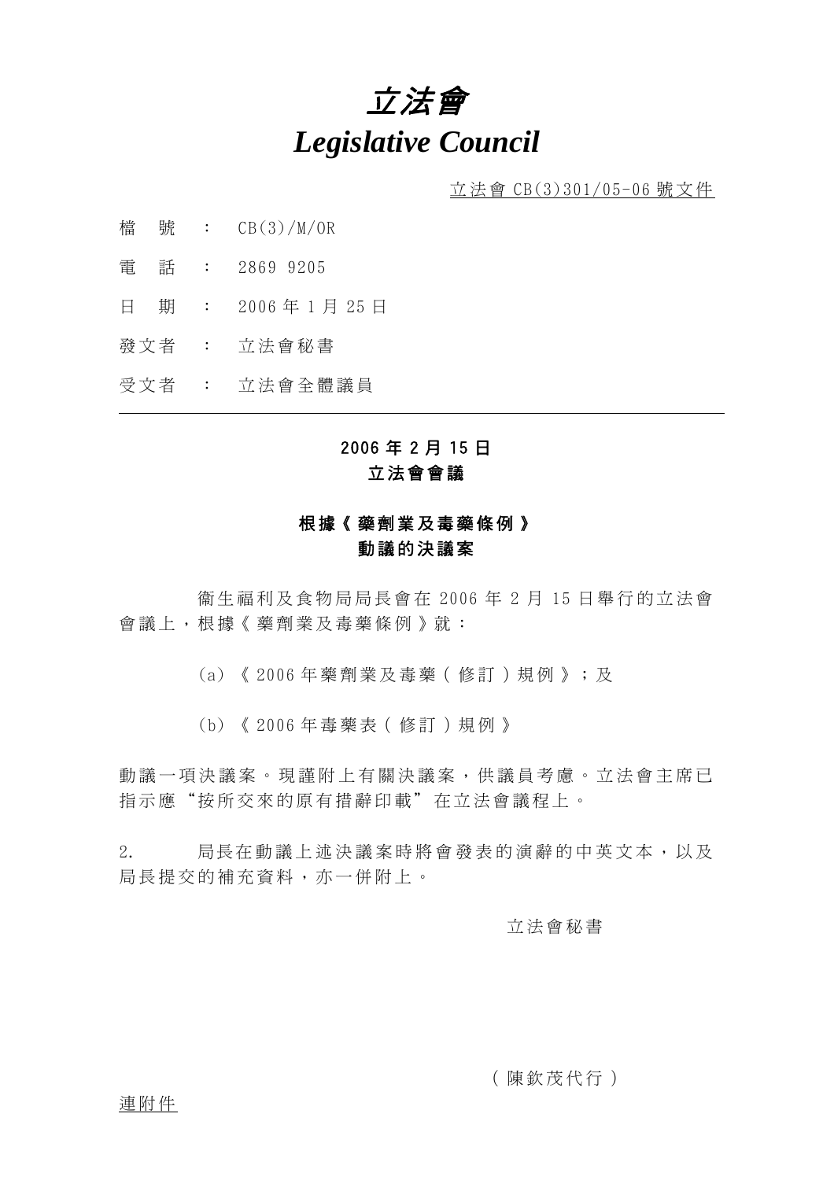# *立法會*
# *Legislative Council*

立法會 CB(3)301/05-06 號文件

檔　號　：　CB(3)/M/OR

電　話　：　2869 9205

日　期　：　2006 年 1 月 25 日

發文者　：　立法會秘書

受文者　：　立法會全體議員

---

## 2006 年 2 月 15 日
## 立法會會議

## 根據《藥劑業及毒藥條例》
## 動議的決議案

衞生福利及食物局局長會在 2006 年 2 月 15 日舉行的立法會會議上，根據《藥劑業及毒藥條例》就：

(a) 《 2006 年藥劑業及毒藥(修訂)規例》；及

(b) 《 2006 年毒藥表(修訂)規例》

動議一項決議案。現謹附上有關決議案，供議員考慮。立法會主席已指示應“按所交來的原有措辭印載”在立法會議程上。

2. 局長在動議上述決議案時將會發表的演辭的中英文本，以及局長提交的補充資料，亦一併附上。

立法會秘書

(陳欽茂代行)

連附件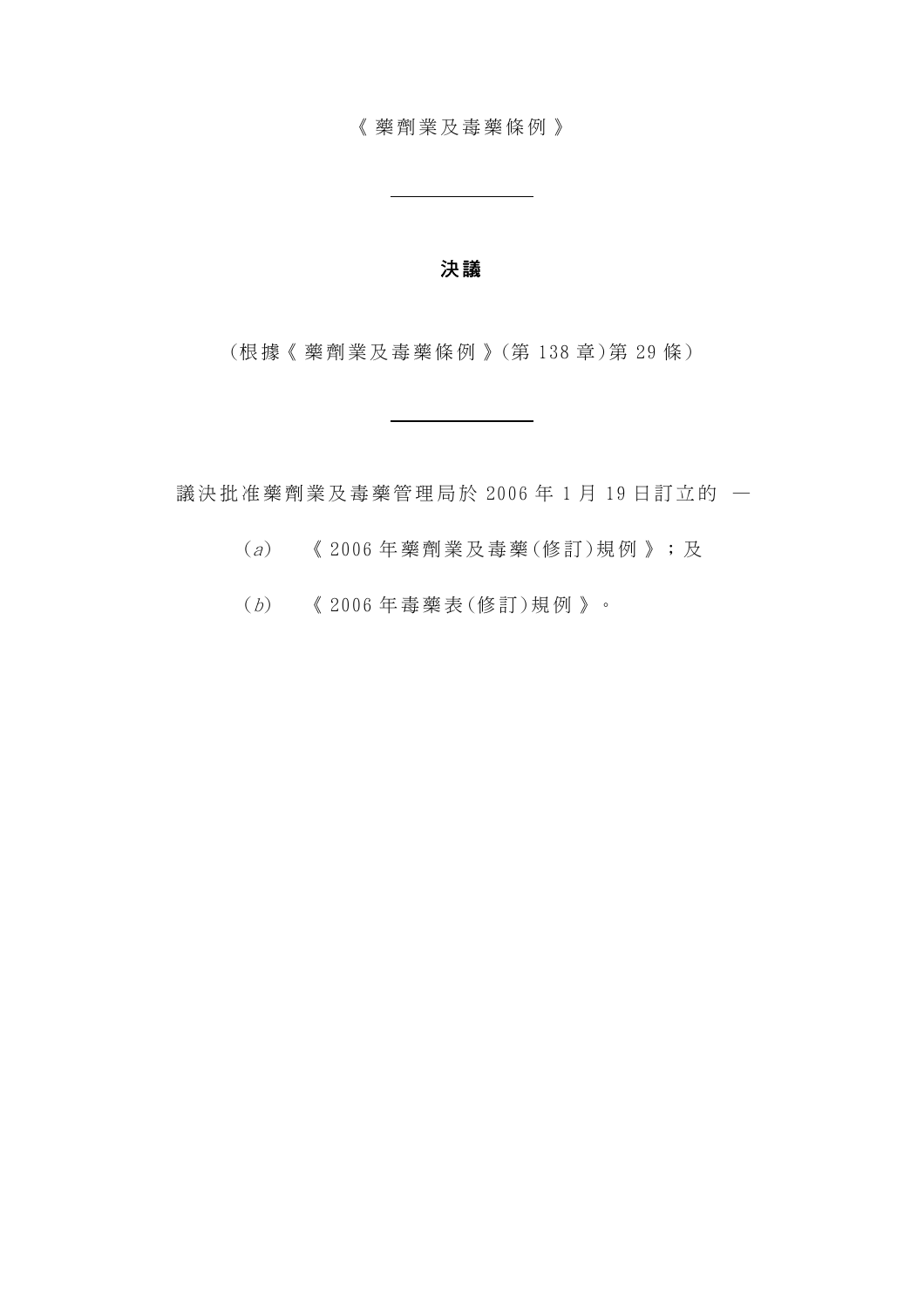《藥劑業及毒藥條例》

---

# 決議

（根據《藥劑業及毒藥條例》（第 138 章）第 29 條）

---

議決批准藥劑業及毒藥管理局於 2006 年 1 月 19 日訂立的 —

（*a*） 《2006 年藥劑業及毒藥（修訂）規例》；及

（*b*） 《2006 年毒藥表（修訂）規例》。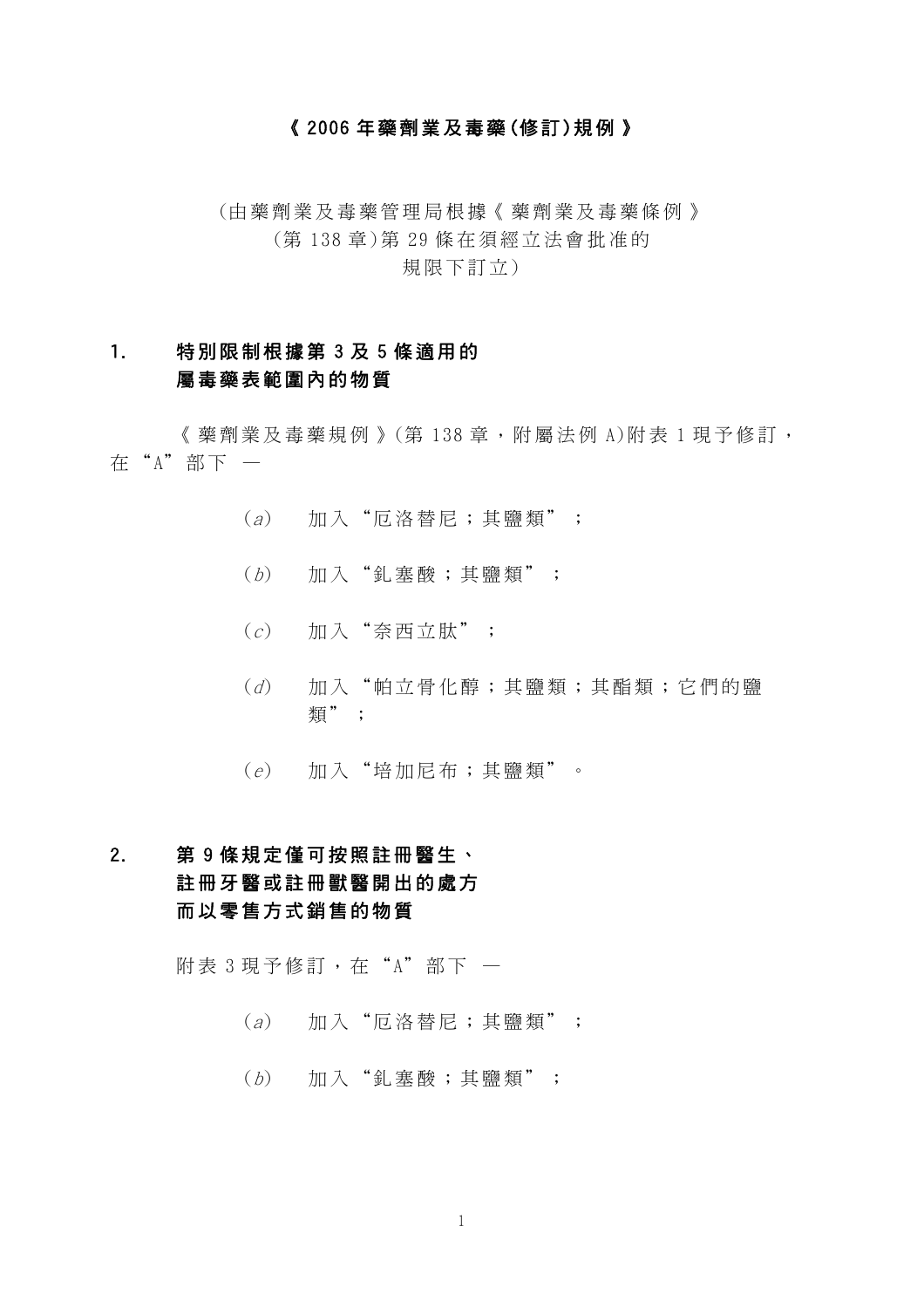# 《2006年藥劑業及毒藥(修訂)規例》

(由藥劑業及毒藥管理局根據《藥劑業及毒藥條例》
(第138章)第29條在須經立法會批准的
規限下訂立)

## 1. 特別限制根據第3及5條適用的屬毒藥表範圍內的物質

《藥劑業及毒藥規例》(第138章，附屬法例A)附表1現予修訂，在“A”部下 —

(*a*) 加入“厄洛替尼；其鹽類”；

(*b*) 加入“釓塞酸；其鹽類”；

(*c*) 加入“奈西立肽”；

(*d*) 加入“帕立骨化醇；其鹽類；其酯類；它們的鹽類”；

(*e*) 加入“培加尼布；其鹽類”。

## 2. 第9條規定僅可按照註冊醫生、註冊牙醫或註冊獸醫開出的處方而以零售方式銷售的物質

附表3現予修訂，在“A”部下 —

(*a*) 加入“厄洛替尼；其鹽類”；

(*b*) 加入“釓塞酸；其鹽類”；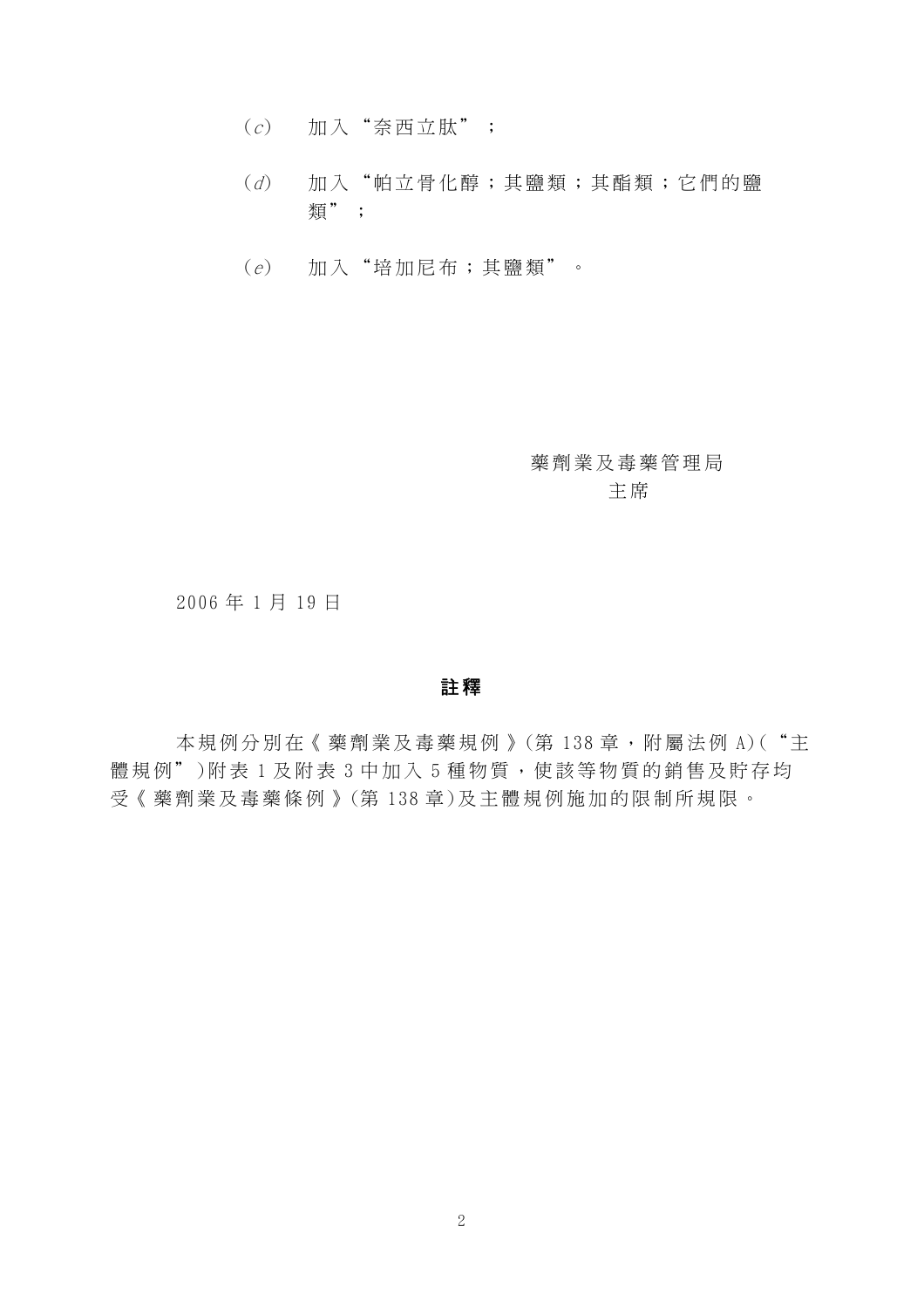(*c*) 加入“奈西立肽”；

(*d*) 加入“帕立骨化醇；其鹽類；其酯類；它們的鹽類”；

(*e*) 加入“培加尼布；其鹽類”。

藥劑業及毒藥管理局
主席

2006 年 1 月 19 日

**註釋**

本規例分別在《藥劑業及毒藥規例》(第 138 章，附屬法例 A)(“主體規例”)附表 1 及附表 3 中加入 5 種物質，使該等物質的銷售及貯存均受《藥劑業及毒藥條例》(第 138 章)及主體規例施加的限制所規限。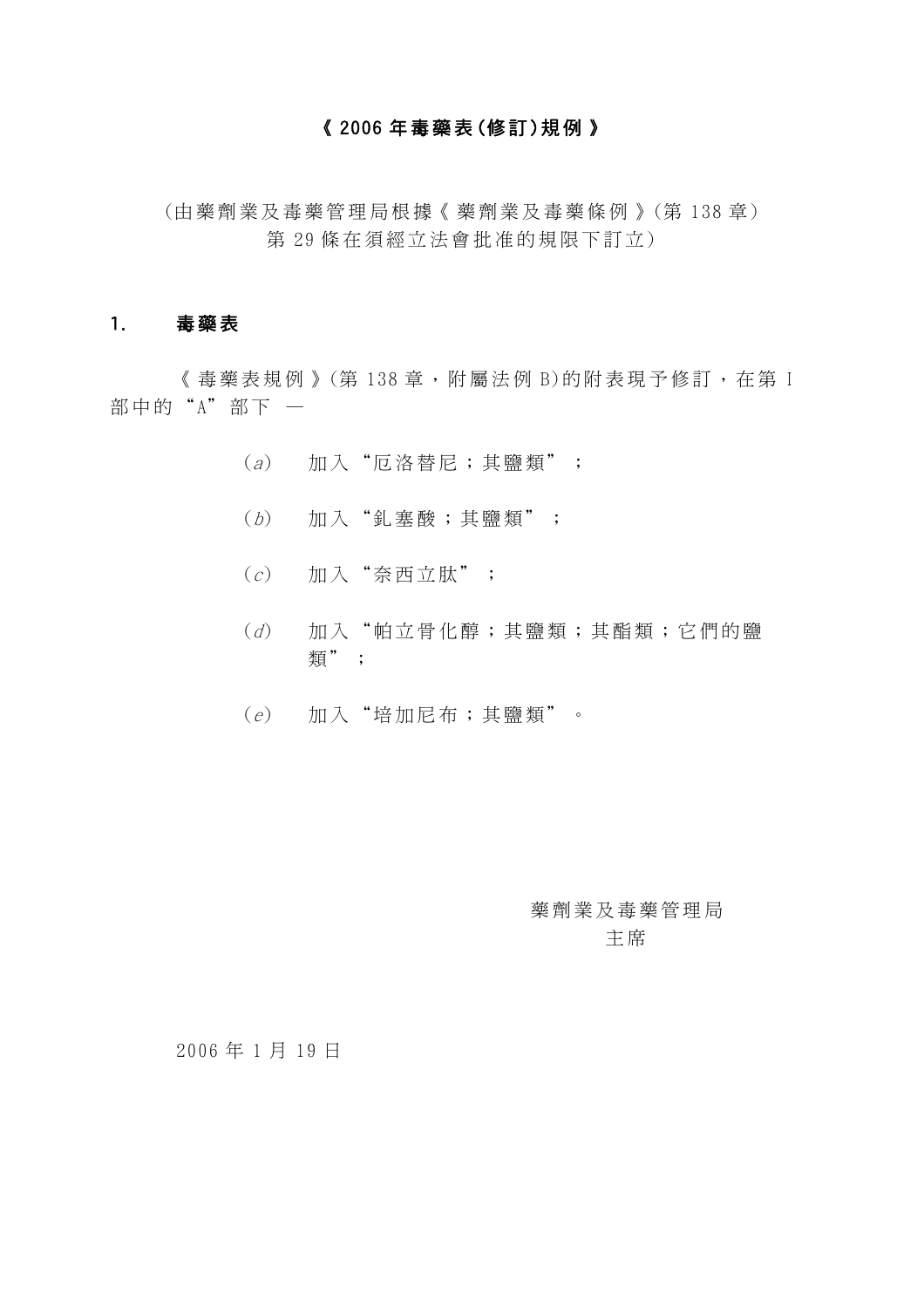# 《2006年毒藥表(修訂)規例》

(由藥劑業及毒藥管理局根據《藥劑業及毒藥條例》(第138章)
第29條在須經立法會批准的規限下訂立)

## 1. 毒藥表

《毒藥表規例》(第138章，附屬法例B)的附表現予修訂，在第I部中的“A”部下 —

(*a*) 加入“厄洛替尼；其鹽類”；

(*b*) 加入“釓塞酸；其鹽類”；

(*c*) 加入“奈西立肽”；

(*d*) 加入“帕立骨化醇；其鹽類；其酯類；它們的鹽類”；

(*e*) 加入“培加尼布；其鹽類”。

藥劑業及毒藥管理局
主席

2006年1月19日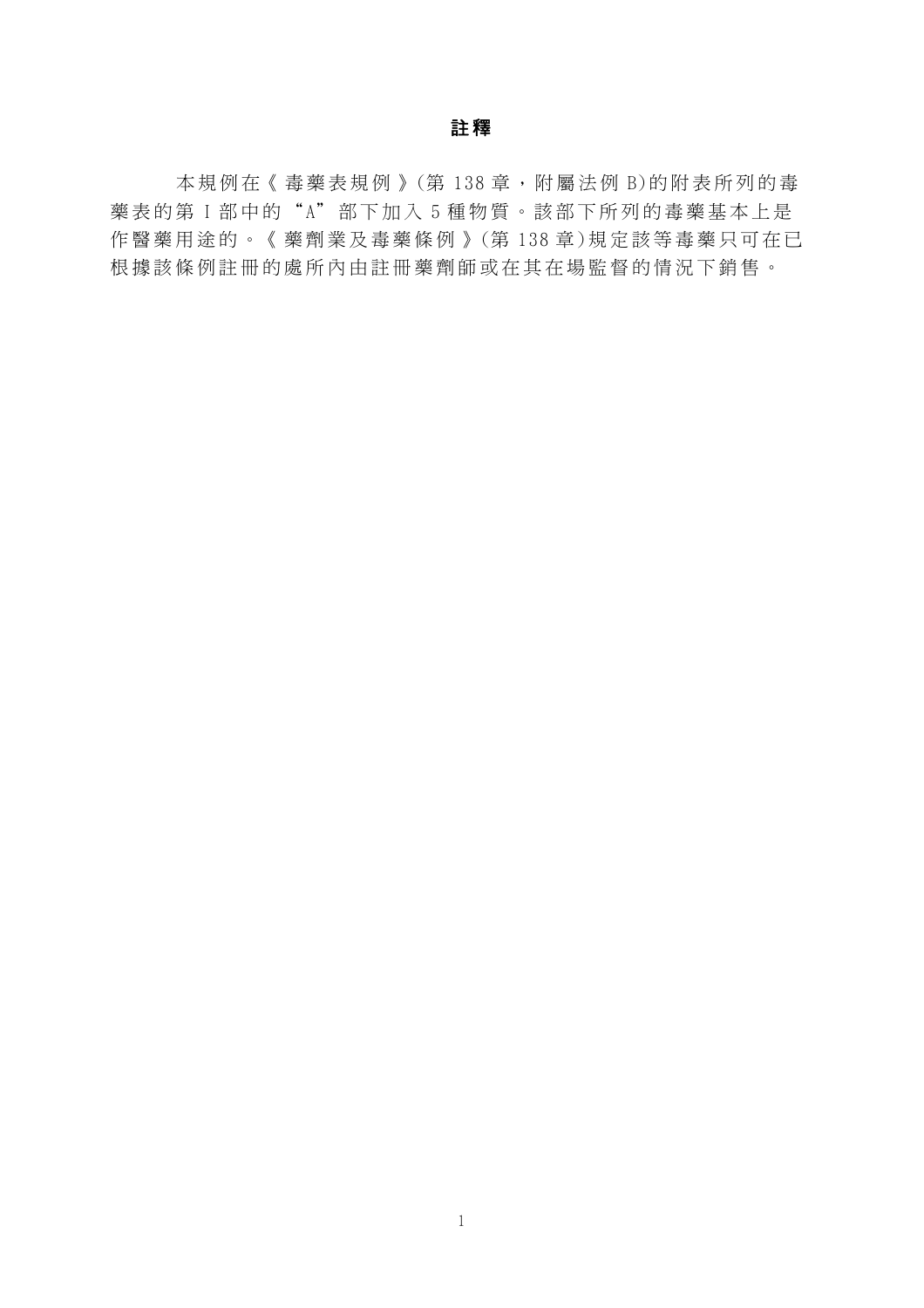# 註釋

本規例在《毒藥表規例》(第 138 章，附屬法例 B)的附表所列的毒藥表的第 I 部中的“A”部下加入 5 種物質。該部下所列的毒藥基本上是作醫藥用途的。《藥劑業及毒藥條例》(第 138 章)規定該等毒藥只可在已根據該條例註冊的處所內由註冊藥劑師或在其在場監督的情況下銷售。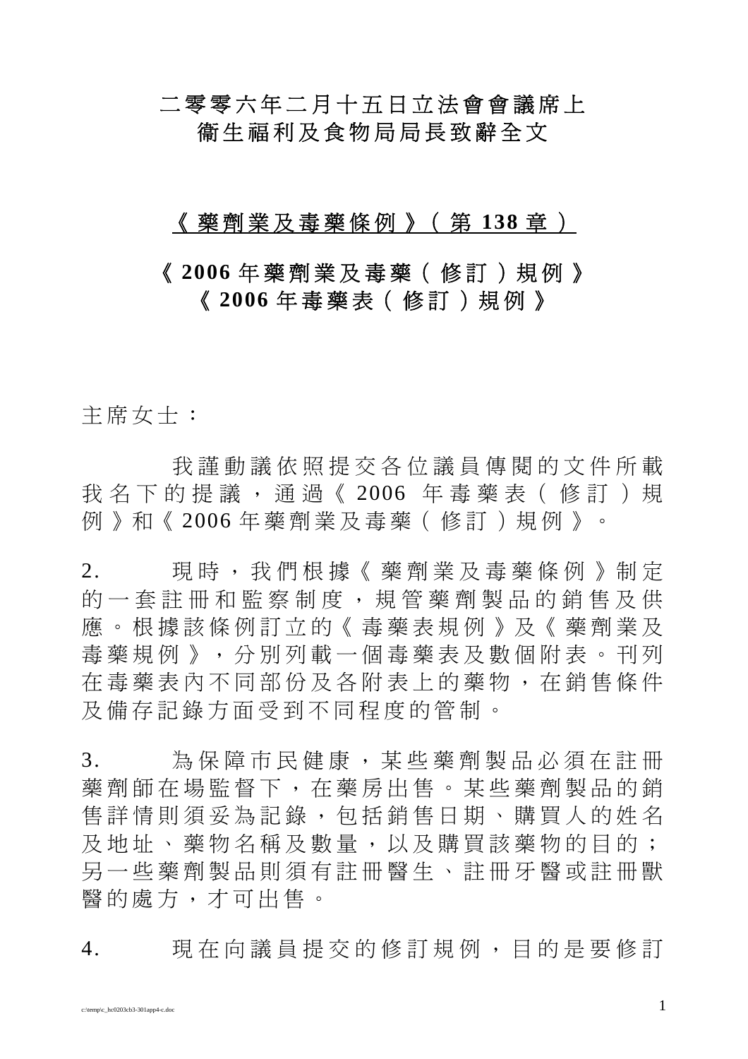# 二零零六年二月十五日立法會會議席上
# 衞生福利及食物局局長致辭全文

## 《藥劑業及毒藥條例》（第 **138** 章）

## 《**2006** 年藥劑業及毒藥（修訂）規例》
## 《**2006** 年毒藥表（修訂）規例》

主席女士：

我謹動議依照提交各位議員傳閱的文件所載我名下的提議，通過《2006 年毒藥表（修訂）規例》和《2006 年藥劑業及毒藥（修訂）規例》。

2. 現時，我們根據《藥劑業及毒藥條例》制定的一套註冊和監察制度，規管藥劑製品的銷售及供應。根據該條例訂立的《毒藥表規例》及《藥劑業及毒藥規例》，分別列載一個毒藥表及數個附表。刊列在毒藥表內不同部份及各附表上的藥物，在銷售條件及備存記錄方面受到不同程度的管制。

3. 為保障市民健康，某些藥劑製品必須在註冊藥劑師在場監督下，在藥房出售。某些藥劑製品的銷售詳情則須妥為記錄，包括銷售日期、購買人的姓名及地址、藥物名稱及數量，以及購買該藥物的目的；另一些藥劑製品則須有註冊醫生、註冊牙醫或註冊獸醫的處方，才可出售。

4. 現在向議員提交的修訂規例，目的是要修訂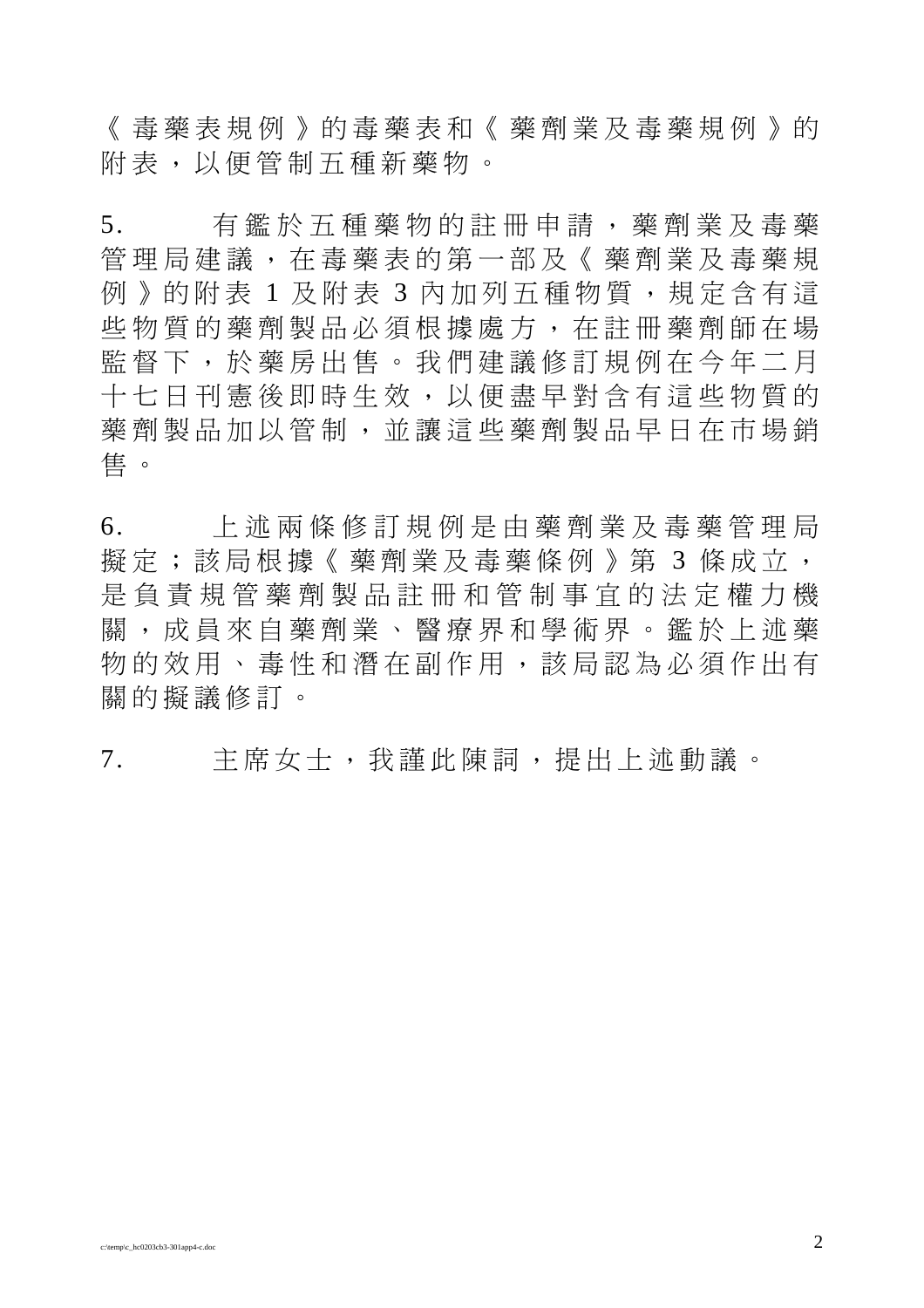《毒藥表規例》的毒藥表和《藥劑業及毒藥規例》的附表，以便管制五種新藥物。

5. 有鑑於五種藥物的註冊申請，藥劑業及毒藥管理局建議，在毒藥表的第一部及《藥劑業及毒藥規例》的附表 1 及附表 3 內加列五種物質，規定含有這些物質的藥劑製品必須根據處方，在註冊藥劑師在場監督下，於藥房出售。我們建議修訂規例在今年二月十七日刊憲後即時生效，以便盡早對含有這些物質的藥劑製品加以管制，並讓這些藥劑製品早日在市場銷售。

6. 上述兩條修訂規例是由藥劑業及毒藥管理局擬定；該局根據《藥劑業及毒藥條例》第 3 條成立，是負責規管藥劑製品註冊和管制事宜的法定權力機關，成員來自藥劑業、醫療界和學術界。鑑於上述藥物的效用、毒性和潛在副作用，該局認為必須作出有關的擬議修訂。

7. 主席女士，我謹此陳詞，提出上述動議。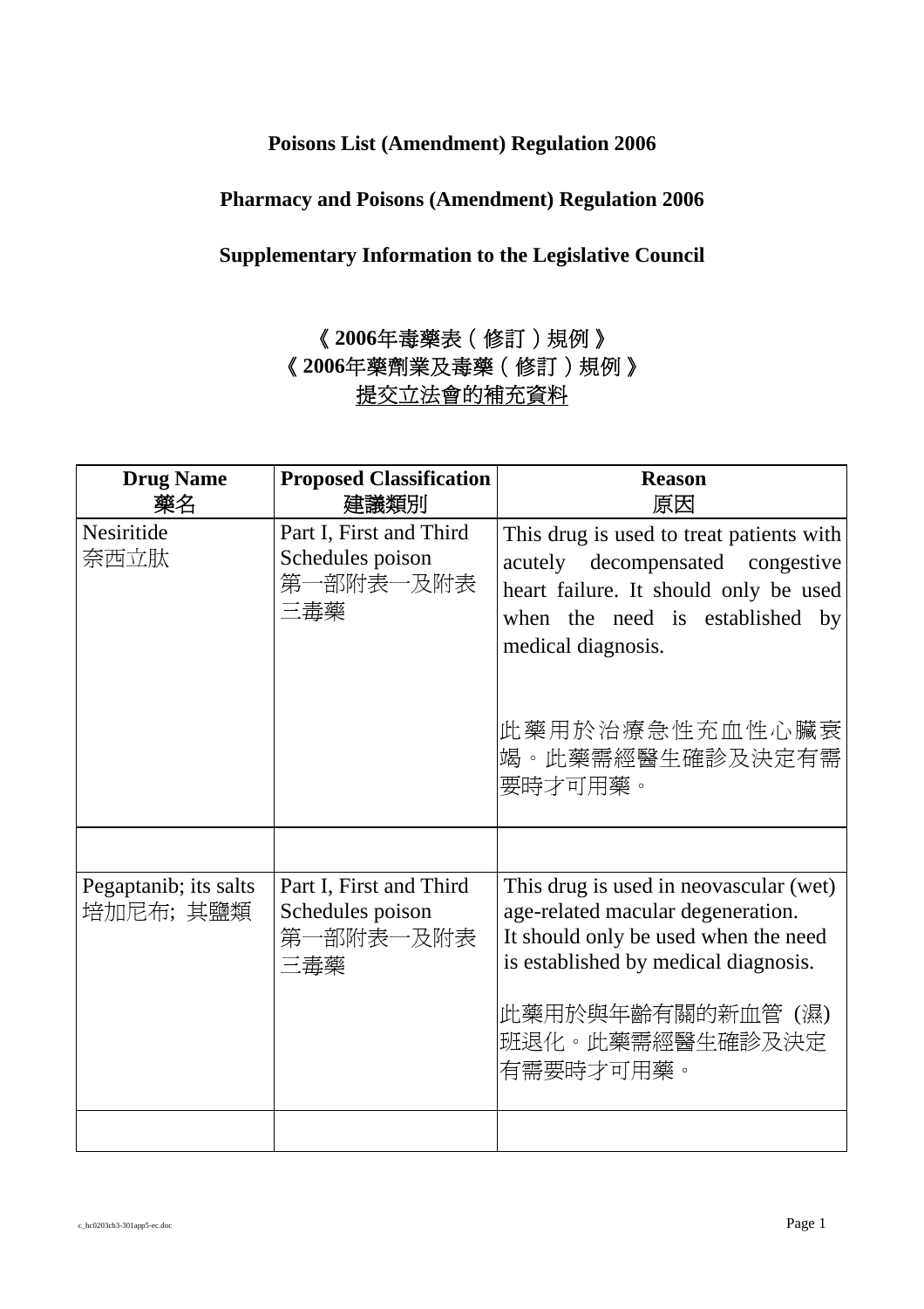**Poisons List (Amendment) Regulation 2006**

**Pharmacy and Poisons (Amendment) Regulation 2006**

**Supplementary Information to the Legislative Council**

**《2006年毒藥表（修訂）規例》**
**《2006年藥劑業及毒藥（修訂）規例》**
提交立法會的補充資料

| **Drug Name** 藥名 | **Proposed Classification** 建議類別 | **Reason** 原因 |
|---|---|---|
| Nesiritide 奈西立肽 | Part I, First and Third Schedules poison 第一部附表一及附表三毒藥 | This drug is used to treat patients with acutely decompensated congestive heart failure. It should only be used when the need is established by medical diagnosis. 此藥用於治療急性充血性心臟衰竭。此藥需經醫生確診及決定有需要時才可用藥。 |
| | | |
| Pegaptanib; its salts 培加尼布; 其鹽類 | Part I, First and Third Schedules poison 第一部附表一及附表三毒藥 | This drug is used in neovascular (wet) age-related macular degeneration. It should only be used when the need is established by medical diagnosis. 此藥用於與年齡有關的新血管 (濕) 斑退化。此藥需經醫生確診及決定有需要時才可用藥。 |
| | | |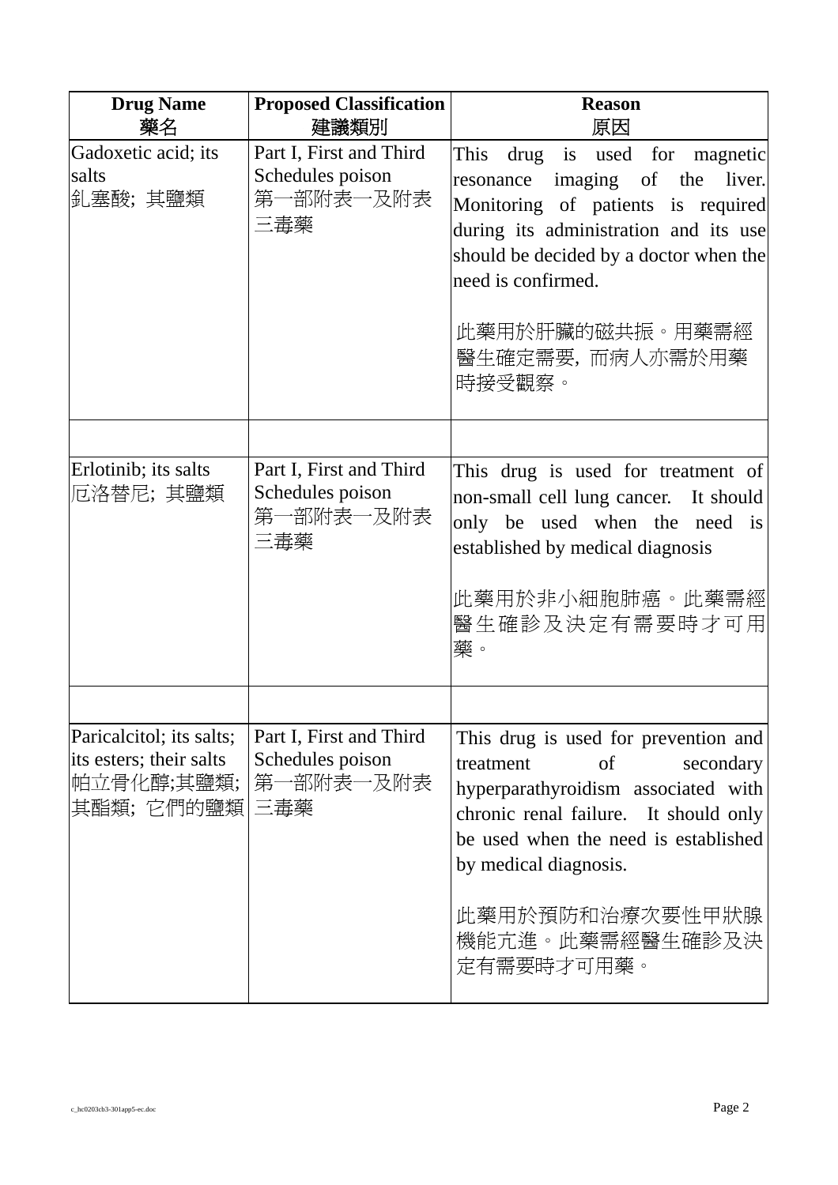| Drug Name 藥名 | Proposed Classification 建議類別 | Reason 原因 |
|---|---|---|
| Gadoxetic acid; its salts<br>釓塞酸; 其鹽類 | Part I, First and Third Schedules poison<br>第一部附表一及附表三毒藥 | This drug is used for magnetic resonance imaging of the liver. Monitoring of patients is required during its administration and its use should be decided by a doctor when the need is confirmed.<br><br>此藥用於肝臟的磁共振。用藥需經醫生確定需要, 而病人亦需於用藥時接受觀察。 |
| | | |
| Erlotinib; its salts<br>厄洛替尼; 其鹽類 | Part I, First and Third Schedules poison<br>第一部附表一及附表三毒藥 | This drug is used for treatment of non-small cell lung cancer. It should only be used when the need is established by medical diagnosis<br><br>此藥用於非小細胞肺癌。此藥需經醫生確診及決定有需要時才可用藥。 |
| | | |
| Paricalcitol; its salts; its esters; their salts<br>帕立骨化醇;其鹽類; 其酯類; 它們的鹽類 | Part I, First and Third Schedules poison<br>第一部附表一及附表三毒藥 | This drug is used for prevention and treatment of secondary hyperparathyroidism associated with chronic renal failure. It should only be used when the need is established by medical diagnosis.<br><br>此藥用於預防和治療次要性甲狀腺機能亢進。此藥需經醫生確診及決定有需要時才可用藥。 |